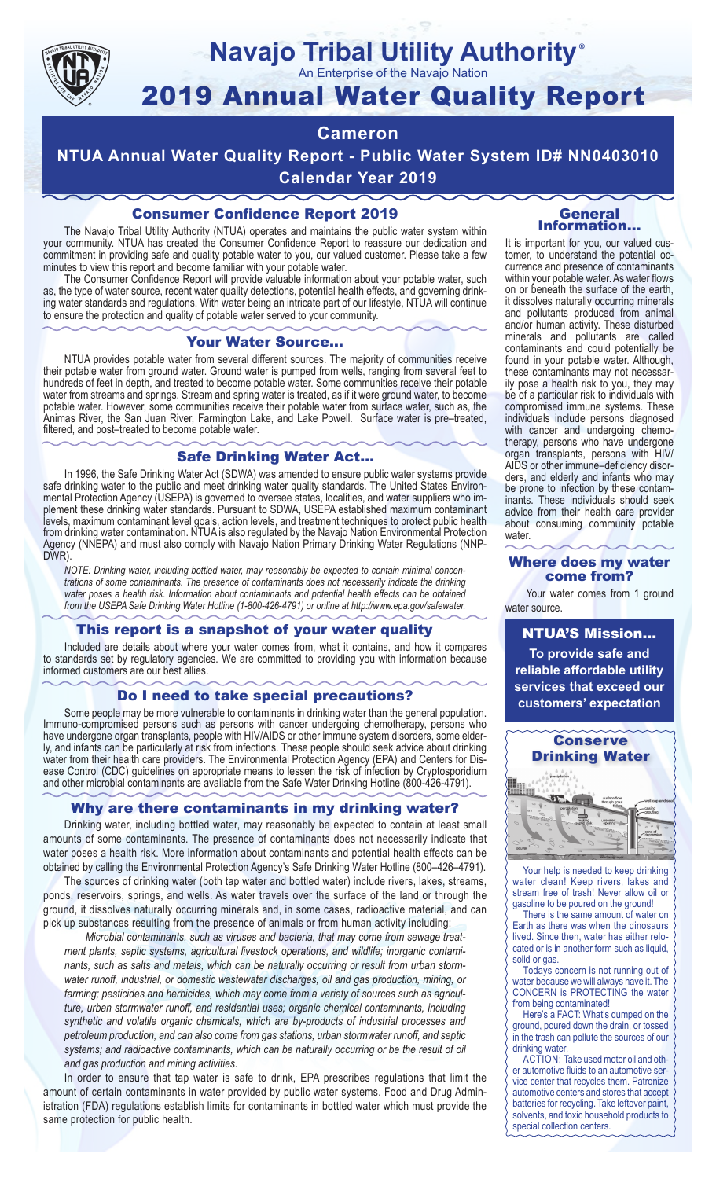# Navajo Tribal Utility Authority®

An Enterprise of the Navajo Nation

# 2019 Annual Water Quality Report

## Cameron

## NTUA Annual Water Quality Report - Public Water System ID# NN0403010

## Calendar Year 2019

### Consumer Confidence Report 2019

The Navajo Tribal Utility Authority (NTUA) operates and maintains the public water system within your community. NTUA has created the Consumer Confidence Report to reassure our dedication and commitment in providing safe and quality potable water to you, our valued customer. Please take a few minutes to view this report and become familiar with your potable water.

The Consumer Confidence Report will provide valuable information about your potable water, such as, the type of water source, recent water quality detections, potential health effects, and governing drinking water standards and regulations. With water being an intricate part of our lifestyle, NTUA will continue to ensure the protection and quality of potable water served to your community.

### Your Water Source…

NTUA provides potable water from several different sources. The majority of communities receive their potable water from ground water. Ground water is pumped from wells, ranging from several feet to hundreds of feet in depth, and treated to become potable water. Some communities receive their potable water from streams and springs. Stream and spring water is treated, as if it were ground water, to become potable water. However, some communities receive their potable water from surface water, such as, the Animas River, the San Juan River, Farmington Lake, and Lake Powell. Surface water is pre–treated, filtered, and post–treated to become potable water.

### Safe Drinking Water Act…

In 1996, the Safe Drinking Water Act (SDWA) was amended to ensure public water systems provide safe drinking water to the public and meet drinking water quality standards. The United States Environmental Protection Agency (USEPA) is governed to oversee states, localities, and water suppliers who implement these drinking water standards. Pursuant to SDWA, USEPA established maximum contaminant levels, maximum contaminant level goals, action levels, and treatment techniques to protect public health from drinking water contamination. NTUA is also regulated by the Navajo Nation Environmental Protection Agency (NNEPA) and must also comply with Navajo Nation Primary Drinking Water Regulations (NNPDWR).

*NOTE: Drinking water, including bottled water, may reasonably be expected to contain minimal concentrations of some contaminants. The presence of contaminants does not necessarily indicate the drinking water poses a health risk. Information about contaminants and potential health effects can be obtained from the USEPA Safe Drinking Water Hotline (1-800-426-4791) or online at http://www.epa.gov/safewater.*

### This report is a snapshot of your water quality

Included are details about where your water comes from, what it contains, and how it compares to standards set by regulatory agencies. We are committed to providing you with information because informed customers are our best allies.

### Do I need to take special precautions?

Some people may be more vulnerable to contaminants in drinking water than the general population. Immuno-compromised persons such as persons with cancer undergoing chemotherapy, persons who have undergone organ transplants, people with HIV/AIDS or other immune system disorders, some elderly, and infants can be particularly at risk from infections. These people should seek advice about drinking water from their health care providers. The Environmental Protection Agency (EPA) and Centers for Disease Control (CDC) guidelines on appropriate means to lessen the risk of infection by Cryptosporidium and other microbial contaminants are available from the Safe Water Drinking Hotline (800-426-4791).

### Why are there contaminants in my drinking water?

Drinking water, including bottled water, may reasonably be expected to contain at least small amounts of some contaminants. The presence of contaminants does not necessarily indicate that water poses a health risk. More information about contaminants and potential health effects can be obtained by calling the Environmental Protection Agency's Safe Drinking Water Hotline (800–426–4791).

The sources of drinking water (both tap water and bottled water) include rivers, lakes, streams, ponds, reservoirs, springs, and wells. As water travels over the surface of the land or through the ground, it dissolves naturally occurring minerals and, in some cases, radioactive material, and can pick up substances resulting from the presence of animals or from human activity including:

*Microbial contaminants, such as viruses and bacteria, that may come from sewage treatment plants, septic systems, agricultural livestock operations, and wildlife; inorganic contaminants, such as salts and metals, which can be naturally occurring or result from urban stormwater runoff, industrial, or domestic wastewater discharges, oil and gas production, mining, or farming; pesticides and herbicides, which may come from a variety of sources such as agriculture, urban stormwater runoff, and residential uses; organic chemical contaminants, including synthetic and volatile organic chemicals, which are by-products of industrial processes and petroleum production, and can also come from gas stations, urban stormwater runoff, and septic systems; and radioactive contaminants, which can be naturally occurring or be the result of oil and gas production and mining activities.*

In order to ensure that tap water is safe to drink, EPA prescribes regulations that limit the amount of certain contaminants in water provided by public water systems. Food and Drug Administration (FDA) regulations establish limits for contaminants in bottled water which must provide the same protection for public health.

### General Information…

It is important for you, our valued customer, to understand the potential occurrence and presence of contaminants within your potable water. As water flows on or beneath the surface of the earth, it dissolves naturally occurring minerals and pollutants produced from animal and/or human activity. These disturbed minerals and pollutants are called contaminants and could potentially be found in your potable water. Although, these contaminants may not necessarily pose a health risk to you, they may be of a particular risk to individuals with compromised immune systems. These individuals include persons diagnosed with cancer and undergoing chemotherapy, persons who have undergone organ transplants, persons with HIV/AIDS or other immune–deficiency disorders, and elderly and infants who may be prone to infection by these contaminants. These individuals should seek advice from their health care provider about consuming community potable water.

### Where does my water come from?

Your water comes from 1 ground water source.

### NTUA'S Mission…

**To provide safe and reliable affordable utility services that exceed our customers' expectation**

### Conserve Drinking Water

Your help is needed to keep drinking water clean! Keep rivers, lakes and stream free of trash! Never allow oil or gasoline to be poured on the ground!

There is the same amount of water on Earth as there was when the dinosaurs lived. Since then, water has either relocated or is in another form such as liquid, solid or gas.

Todays concern is not running out of water because we will always have it. The CONCERN is PROTECTING the water from being contaminated!

Here's a FACT: What's dumped on the ground, poured down the drain, or tossed in the trash can pollute the sources of our drinking water.

ACTION: Take used motor oil and other automotive fluids to an automotive service center that recycles them. Patronize automotive centers and stores that accept batteries for recycling. Take leftover paint, solvents, and toxic household products to special collection centers.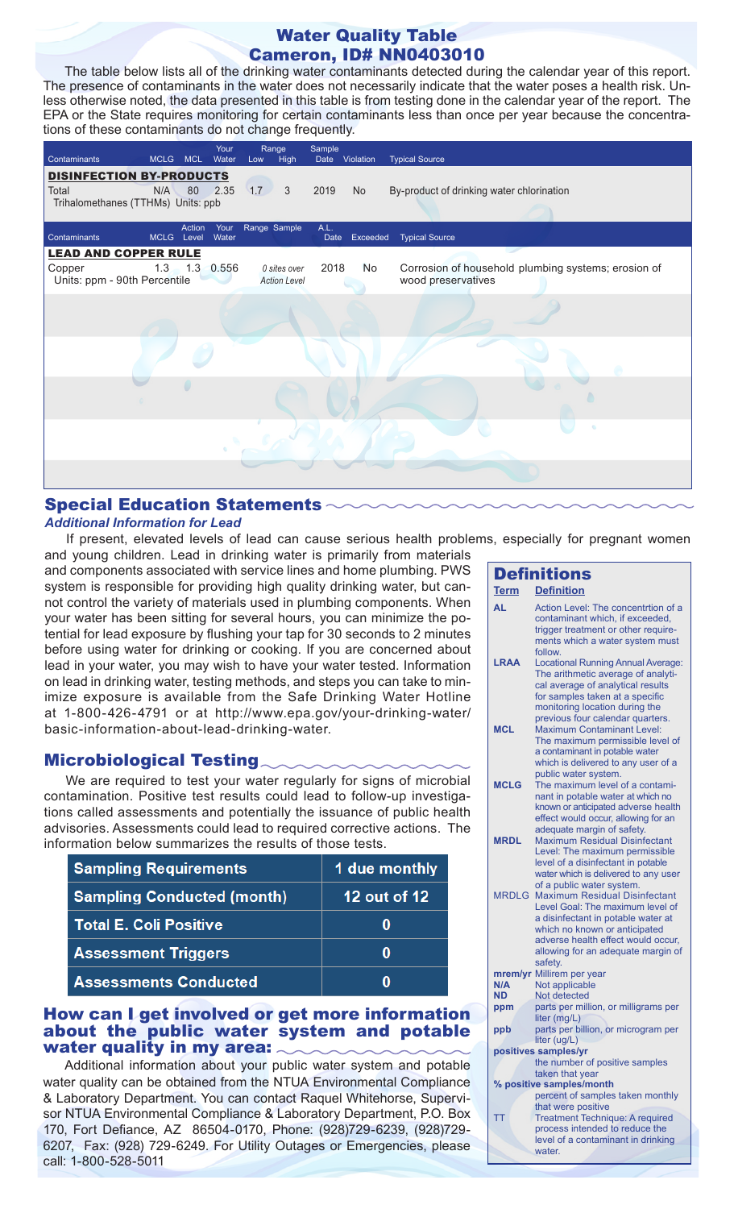# Water Quality Table
## Cameron, ID# NN0403010

The table below lists all of the drinking water contaminants detected during the calendar year of this report. The presence of contaminants in the water does not necessarily indicate that the water poses a health risk. Unless otherwise noted, the data presented in this table is from testing done in the calendar year of the report. The EPA or the State requires monitoring for certain contaminants less than once per year because the concentrations of these contaminants do not change frequently.

| Contaminants | MCLG | MCL | Your Water | Range Low | Range High | Sample Date | Violation | Typical Source |
|---|---|---|---|---|---|---|---|---|
| **DISINFECTION BY-PRODUCTS** | | | | | | | | |
| Total Trihalomethanes (TTHMs) Units: ppb | N/A | 80 | 2.35 | 1.7 | 3 | 2019 | No | By-product of drinking water chlorination |

| Contaminants | MCLG | Action Level | Your Water | Range Sample | A.L. Date | Exceeded | Typical Source |
|---|---|---|---|---|---|---|---|
| **LEAD AND COPPER RULE** | | | | | | | |
| Copper Units: ppm - 90th Percentile | 1.3 | 1.3 | 0.556 | *0 sites over Action Level* | 2018 | No | Corrosion of household plumbing systems; erosion of wood preservatives |

## Special Education Statements

### *Additional Information for Lead*

If present, elevated levels of lead can cause serious health problems, especially for pregnant women and young children. Lead in drinking water is primarily from materials and components associated with service lines and home plumbing. PWS system is responsible for providing high quality drinking water, but cannot control the variety of materials used in plumbing components. When your water has been sitting for several hours, you can minimize the potential for lead exposure by flushing your tap for 30 seconds to 2 minutes before using water for drinking or cooking. If you are concerned about lead in your water, you may wish to have your water tested. Information on lead in drinking water, testing methods, and steps you can take to minimize exposure is available from the Safe Drinking Water Hotline at 1-800-426-4791 or at http://www.epa.gov/your-drinking-water/basic-information-about-lead-drinking-water.

## Microbiological Testing

We are required to test your water regularly for signs of microbial contamination. Positive test results could lead to follow-up investigations called assessments and potentially the issuance of public health advisories. Assessments could lead to required corrective actions. The information below summarizes the results of those tests.

| | |
|---|---|
| Sampling Requirements | 1 due monthly |
| Sampling Conducted (month) | 12 out of 12 |
| Total E. Coli Positive | 0 |
| Assessment Triggers | 0 |
| Assessments Conducted | 0 |

## How can I get involved or get more information about the public water system and potable water quality in my area:

Additional information about your public water system and potable water quality can be obtained from the NTUA Environmental Compliance & Laboratory Department. You can contact Raquel Whitehorse, Supervisor NTUA Environmental Compliance & Laboratory Department, P.O. Box 170, Fort Defiance, AZ 86504-0170, Phone: (928)729-6239, (928)729-6207, Fax: (928) 729-6249. For Utility Outages or Emergencies, please call: 1-800-528-5011

## Definitions

| Term | Definition |
|---|---|
| **AL** | Action Level: The concentrtion of a contaminant which, if exceeded, trigger treatment or other requirements which a water system must follow. |
| **LRAA** | Locational Running Annual Average: The arithmetic average of analytical results for samples taken at a specific monitoring location during the previous four calendar quarters. |
| **MCL** | Maximum Contaminant Level: The maximum permissible level of a contaminant in potable water which is delivered to any user of a public water system. |
| **MCLG** | The maximum level of a contaminant in potable water at which no known or anticipated adverse health effect would occur, allowing for an adequate margin of safety. |
| **MRDL** | Maximum Residual Disinfectant Level: The maximum permissible level of a disinfectant in potable water which is delivered to any user of a public water system. |
| **MRDLG** | Maximum Residual Disinfectant Level Goal: The maximum level of a disinfectant in potable water at which no known or anticipated adverse health effect would occur, allowing for an adequate margin of safety. |
| **mrem/yr** | Millirem per year |
| **N/A** | Not applicable |
| **ND** | Not detected |
| **ppm** | parts per million, or milligrams per liter (mg/L) |
| **ppb** | parts per billion, or microgram per liter (ug/L) |
| **positives samples/yr** | the number of positive samples taken that year |
| **% positive samples/month** | percent of samples taken monthly that were positive |
| **TT** | Treatment Technique: A required process intended to reduce the level of a contaminant in drinking water. |